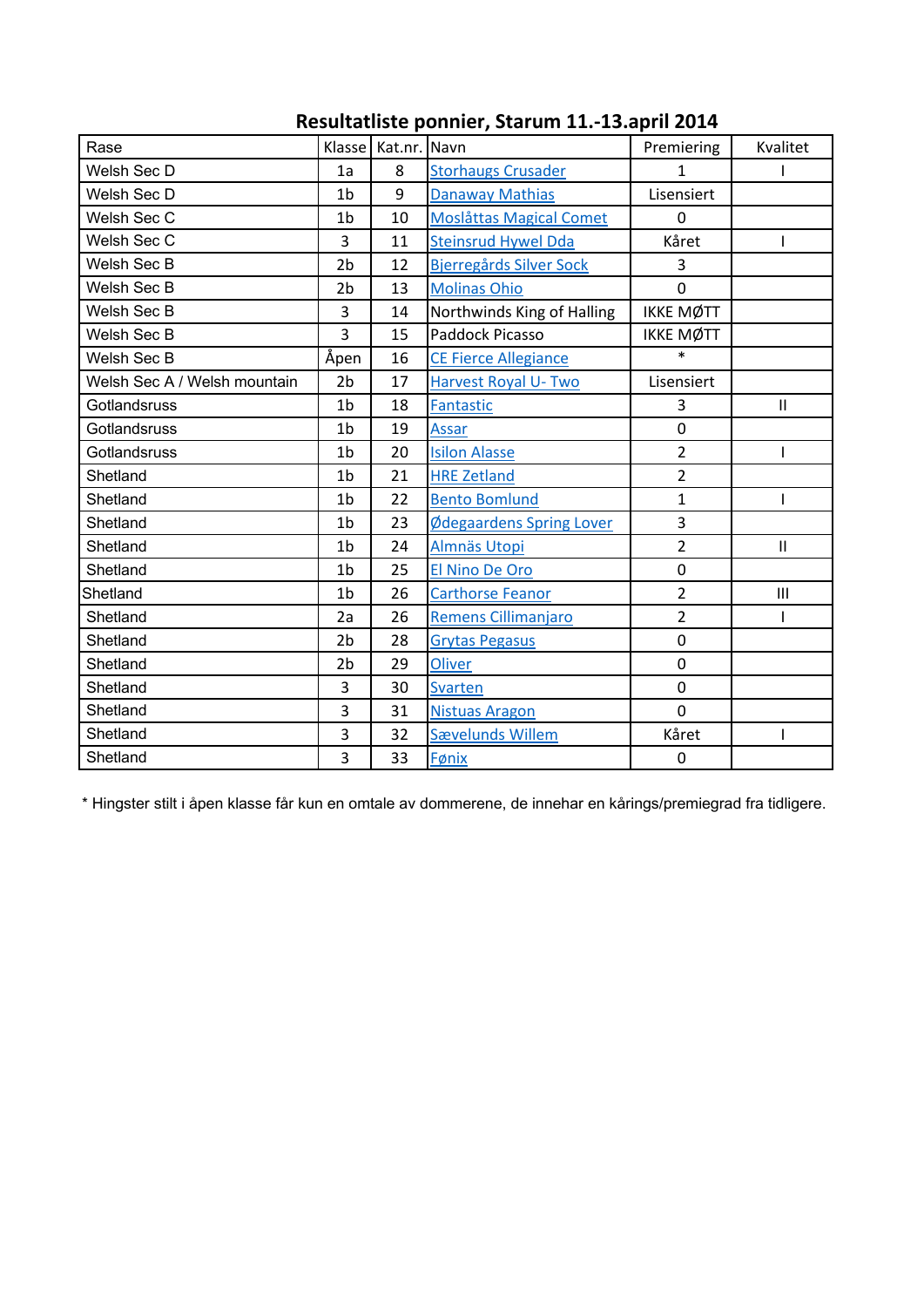# Resultatliste ponnier, Starum 11.-13.april 2014

| Rase | Klasse | Kat.nr. | Navn | Premiering | Kvalitet |
|---|---|---|---|---|---|
| Welsh Sec D | 1a | 8 | Storhaugs Crusader | 1 | I |
| Welsh Sec D | 1b | 9 | Danaway Mathias | Lisensiert | |
| Welsh Sec C | 1b | 10 | Moslåttas Magical Comet | 0 | |
| Welsh Sec C | 3 | 11 | Steinsrud Hywel Dda | Kåret | I |
| Welsh Sec B | 2b | 12 | Bjerregårds Silver Sock | 3 | |
| Welsh Sec B | 2b | 13 | Molinas Ohio | 0 | |
| Welsh Sec B | 3 | 14 | Northwinds King of Halling | IKKE MØTT | |
| Welsh Sec B | 3 | 15 | Paddock Picasso | IKKE MØTT | |
| Welsh Sec B | Åpen | 16 | CE Fierce Allegiance | * | |
| Welsh Sec A / Welsh mountain | 2b | 17 | Harvest Royal U- Two | Lisensiert | |
| Gotlandsruss | 1b | 18 | Fantastic | 3 | II |
| Gotlandsruss | 1b | 19 | Assar | 0 | |
| Gotlandsruss | 1b | 20 | Isilon Alasse | 2 | I |
| Shetland | 1b | 21 | HRE Zetland | 2 | |
| Shetland | 1b | 22 | Bento Bomlund | 1 | I |
| Shetland | 1b | 23 | Ødegaardens Spring Lover | 3 | |
| Shetland | 1b | 24 | Almnäs Utopi | 2 | II |
| Shetland | 1b | 25 | El Nino De Oro | 0 | |
| Shetland | 1b | 26 | Carthorse Feanor | 2 | III |
| Shetland | 2a | 26 | Remens Cillimanjaro | 2 | I |
| Shetland | 2b | 28 | Grytas Pegasus | 0 | |
| Shetland | 2b | 29 | Oliver | 0 | |
| Shetland | 3 | 30 | Svarten | 0 | |
| Shetland | 3 | 31 | Nistuas Aragon | 0 | |
| Shetland | 3 | 32 | Sævelunds Willem | Kåret | I |
| Shetland | 3 | 33 | Fønix | 0 | |

* Hingster stilt i åpen klasse får kun en omtale av dommerene, de innehar en kårings/premiegrad fra tidligere.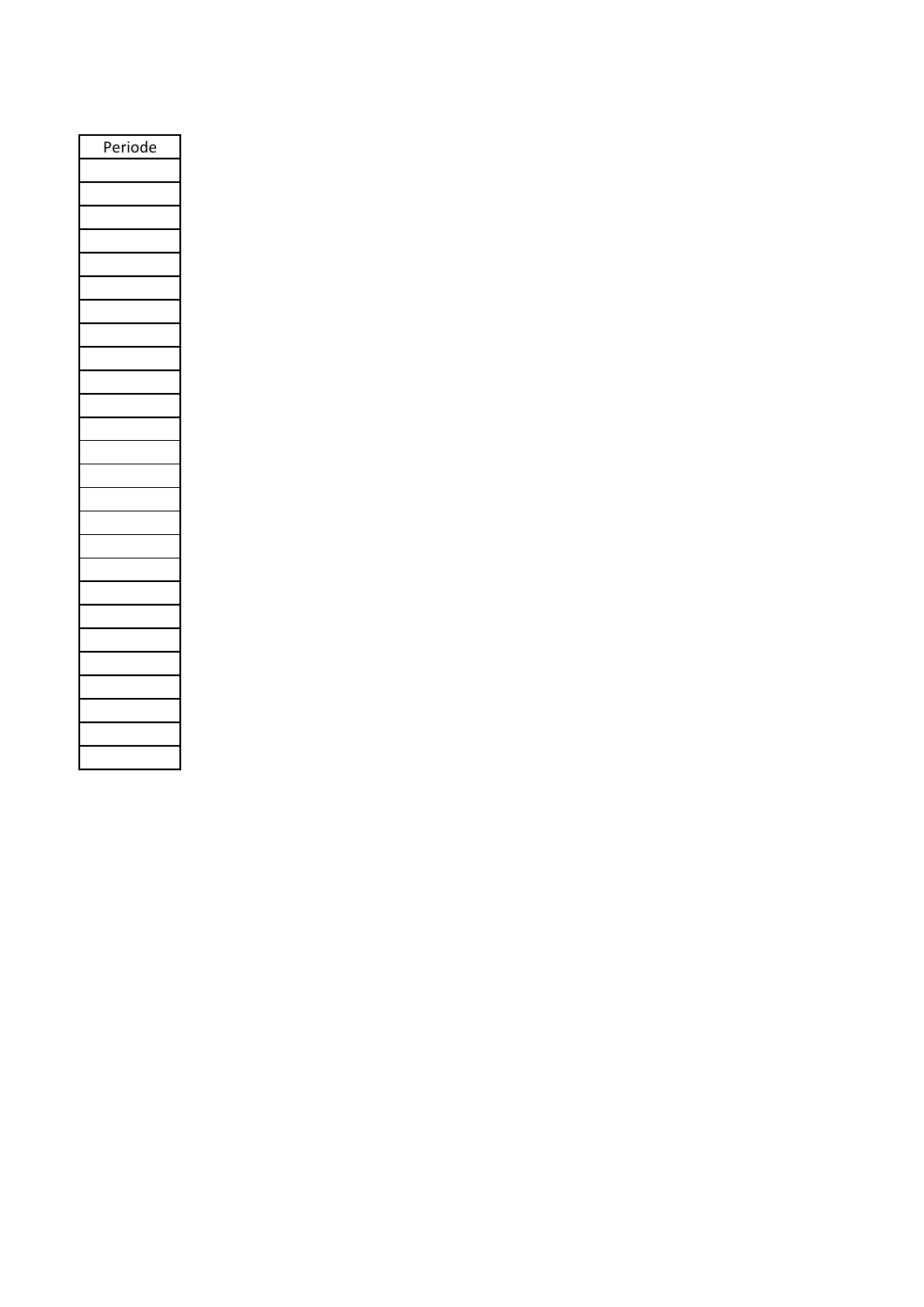| Periode |
| --- |
| |
| |
| |
| |
| |
| |
| |
| |
| |
| |
| |
| |
| |
| |
| |
| |
| |
| |
| |
| |
| |
| |
| |
| |
| |